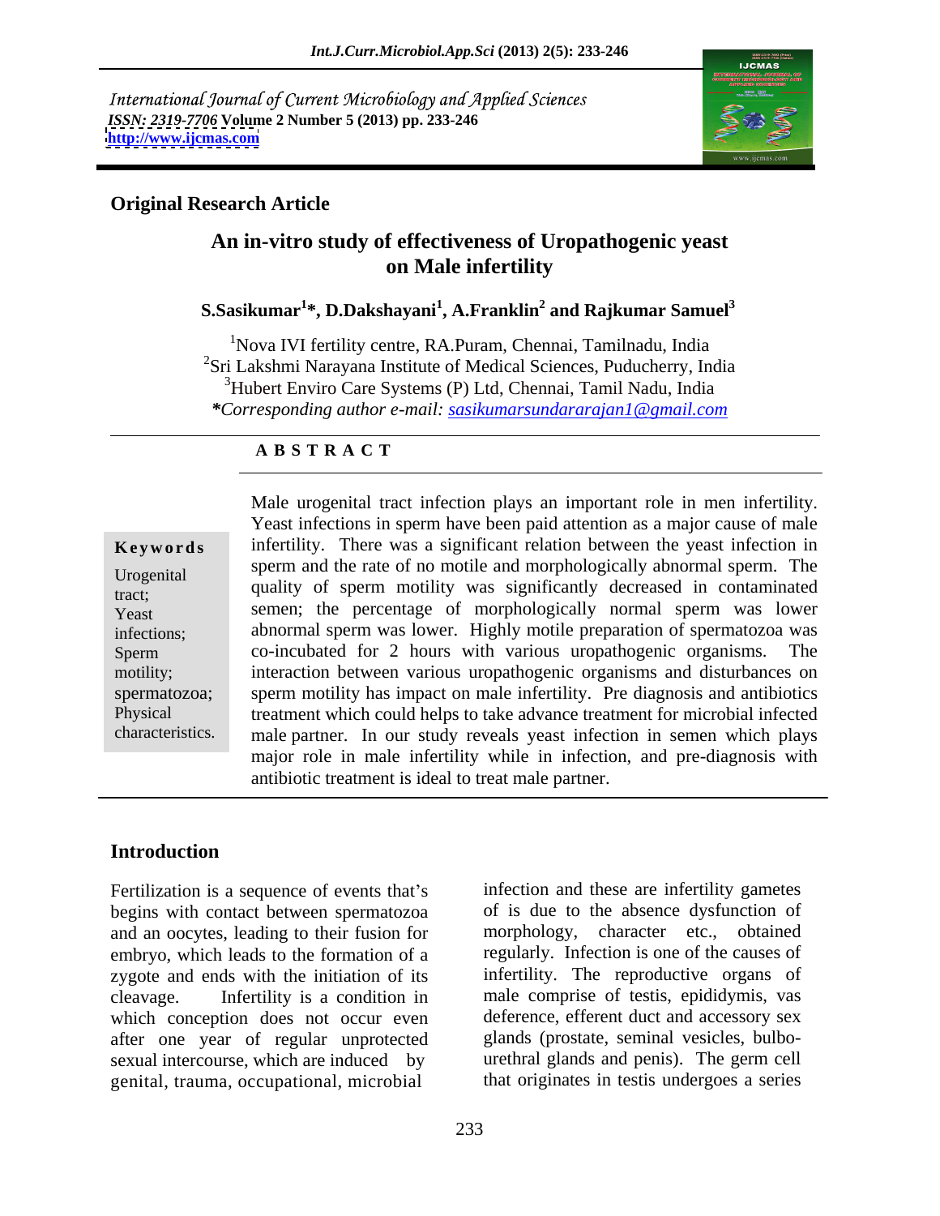International Journal of Current Microbiology and Applied Sciences
*ISSN: 2319-7706* **Volume 2 Number 5 (2013) pp. 233-246**
**http://www.ijcmas.com**

**Original Research Article**

# An in-vitro study of effectiveness of Uropathogenic yeast on Male infertility

**S.Sasikumar[1]*, D.Dakshayani[1], A.Franklin[2] and Rajkumar Samuel[3]**

[1]Nova IVI fertility centre, RA.Puram, Chennai, Tamilnadu, India
[2]Sri Lakshmi Narayana Institute of Medical Sciences, Puducherry, India
[3]Hubert Enviro Care Systems (P) Ltd, Chennai, Tamil Nadu, India
*\*Corresponding author e-mail: sasikumarsundararajan1@gmail.com*

## A B S T R A C T

**Keywords**

Urogenital tract; Yeast infections; Sperm motility; spermatozoa; Physical characteristics.

Male urogenital tract infection plays an important role in men infertility. Yeast infections in sperm have been paid attention as a major cause of male infertility. There was a significant relation between the yeast infection in sperm and the rate of no motile and morphologically abnormal sperm. The quality of sperm motility was significantly decreased in contaminated semen; the percentage of morphologically normal sperm was lower abnormal sperm was lower. Highly motile preparation of spermatozoa was co-incubated for 2 hours with various uropathogenic organisms. The interaction between various uropathogenic organisms and disturbances on sperm motility has impact on male infertility. Pre diagnosis and antibiotics treatment which could helps to take advance treatment for microbial infected male partner. In our study reveals yeast infection in semen which plays major role in male infertility while in infection, and pre-diagnosis with antibiotic treatment is ideal to treat male partner.

## Introduction

Fertilization is a sequence of events that's begins with contact between spermatozoa and an oocytes, leading to their fusion for embryo, which leads to the formation of a zygote and ends with the initiation of its cleavage. Infertility is a condition in which conception does not occur even after one year of regular unprotected sexual intercourse, which are induced by genital, trauma, occupational, microbial infection and these are infertility gametes of is due to the absence dysfunction of morphology, character etc., obtained regularly. Infection is one of the causes of infertility. The reproductive organs of male comprise of testis, epididymis, vas deference, efferent duct and accessory sex glands (prostate, seminal vesicles, bulbo-urethral glands and penis). The germ cell that originates in testis undergoes a series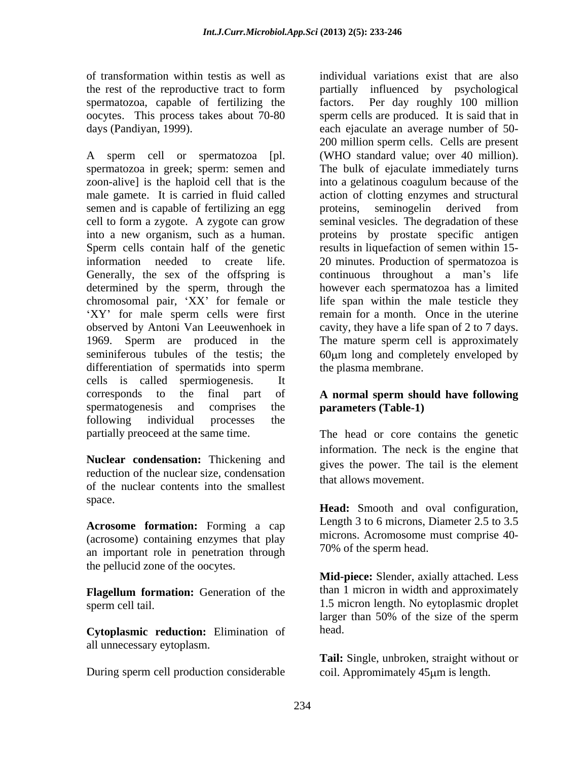of transformation within testis as well as the rest of the reproductive tract to form spermatozoa, capable of fertilizing the oocytes. This process takes about 70-80 days (Pandiyan, 1999).

A sperm cell or spermatozoa [pl. spermatozoa in greek; sperm: semen and zoon-alive] is the haploid cell that is the male gamete. It is carried in fluid called semen and is capable of fertilizing an egg cell to form a zygote. A zygote can grow into a new organism, such as a human. Sperm cells contain half of the genetic information needed to create life. Generally, the sex of the offspring is determined by the sperm, through the chromosomal pair, 'XX' for female or 'XY' for male sperm cells were first observed by Antoni Van Leeuwenhoek in 1969. Sperm are produced in the seminiferous tubules of the testis; the differentiation of spermatids into sperm cells is called spermiogenesis. It corresponds to the final part of spermatogenesis and comprises the following individual processes the partially preoceed at the same time.

**Nuclear condensation:** Thickening and reduction of the nuclear size, condensation of the nuclear contents into the smallest space.

**Acrosome formation:** Forming a cap (acrosome) containing enzymes that play an important role in penetration through the pellucid zone of the oocytes.

**Flagellum formation:** Generation of the sperm cell tail.

**Cytoplasmic reduction:** Elimination of all unnecessary eytoplasm.

During sperm cell production considerable individual variations exist that are also partially influenced by psychological factors. Per day roughly 100 million sperm cells are produced. It is said that in each ejaculate an average number of 50-200 million sperm cells. Cells are present (WHO standard value; over 40 million). The bulk of ejaculate immediately turns into a gelatinous coagulum because of the action of clotting enzymes and structural proteins, seminogelin derived from seminal vesicles. The degradation of these proteins by prostate specific antigen results in liquefaction of semen within 15-20 minutes. Production of spermatozoa is continuous throughout a man's life however each spermatozoa has a limited life span within the male testicle they remain for a month. Once in the uterine cavity, they have a life span of 2 to 7 days. The mature sperm cell is approximately 60μm long and completely enveloped by the plasma membrane.

### A normal sperm should have following parameters (Table-1)

The head or core contains the genetic information. The neck is the engine that gives the power. The tail is the element that allows movement.

**Head:** Smooth and oval configuration, Length 3 to 6 microns, Diameter 2.5 to 3.5 microns. Acromosome must comprise 40-70% of the sperm head.

**Mid-piece:** Slender, axially attached. Less than 1 micron in width and approximately 1.5 micron length. No eytoplasmic droplet larger than 50% of the size of the sperm head.

**Tail:** Single, unbroken, straight without or coil. Appromimately 45μm is length.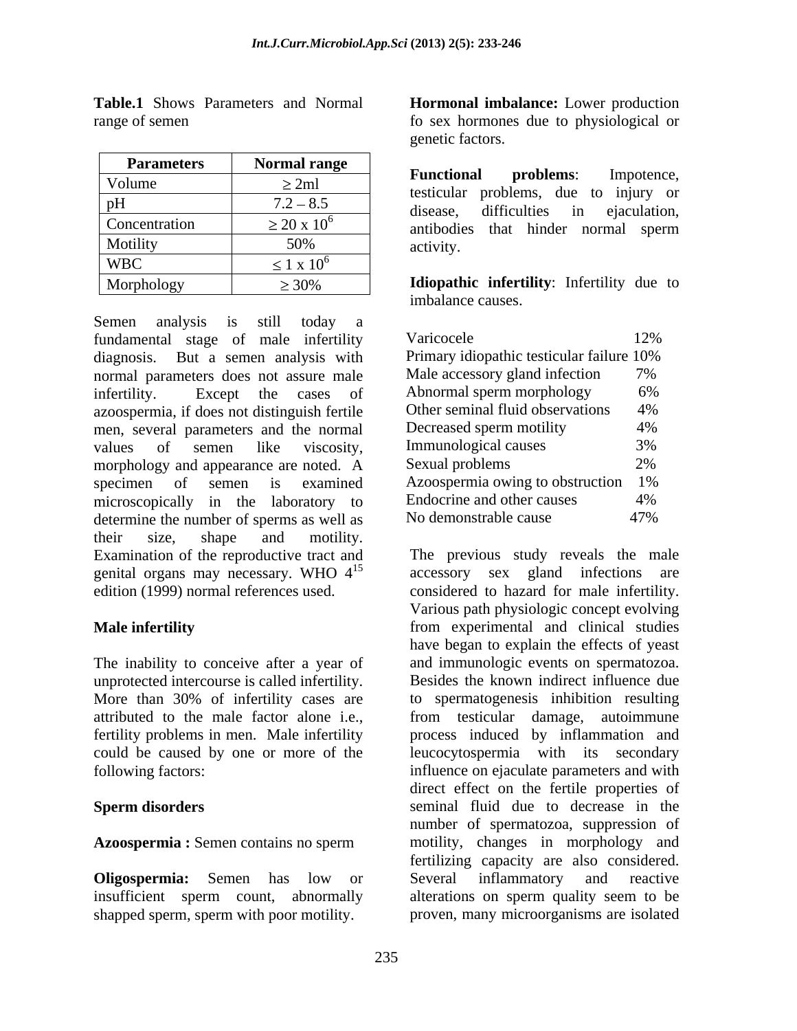**Table.1** Shows Parameters and Normal range of semen

| Parameters | Normal range |
| --- | --- |
| Volume | ≥ 2ml |
| pH | 7.2 – 8.5 |
| Concentration | ≥ 20 x $10^6$ |
| Motility | 50% |
| WBC | ≤ 1 x $10^6$ |
| Morphology | ≥ 30% |

Semen analysis is still today a fundamental stage of male infertility diagnosis. But a semen analysis with normal parameters does not assure male infertility. Except the cases of azoospermia, if does not distinguish fertile men, several parameters and the normal values of semen like viscosity, morphology and appearance are noted. A specimen of semen is examined microscopically in the laboratory to determine the number of sperms as well as their size, shape and motility. Examination of the reproductive tract and genital organs may necessary. WHO 4[15] edition (1999) normal references used.

## Male infertility

The inability to conceive after a year of unprotected intercourse is called infertility. More than 30% of infertility cases are attributed to the male factor alone i.e., fertility problems in men. Male infertility could be caused by one or more of the following factors:

### Sperm disorders

**Azoospermia :** Semen contains no sperm

**Oligospermia:** Semen has low or insufficient sperm count, abnormally shapped sperm, sperm with poor motility.

**Hormonal imbalance:** Lower production fo sex hormones due to physiological or genetic factors.

**Functional problems**: Impotence, testicular problems, due to injury or disease, difficulties in ejaculation, antibodies that hinder normal sperm activity.

**Idiopathic infertility**: Infertility due to imbalance causes.

| | |
| --- | --- |
| Varicocele | 12% |
| Primary idiopathic testicular failure | 10% |
| Male accessory gland infection | 7% |
| Abnormal sperm morphology | 6% |
| Other seminal fluid observations | 4% |
| Decreased sperm motility | 4% |
| Immunological causes | 3% |
| Sexual problems | 2% |
| Azoospermia owing to obstruction | 1% |
| Endocrine and other causes | 4% |
| No demonstrable cause | 47% |

The previous study reveals the male accessory sex gland infections are considered to hazard for male infertility. Various path physiologic concept evolving from experimental and clinical studies have began to explain the effects of yeast and immunologic events on spermatozoa. Besides the known indirect influence due to spermatogenesis inhibition resulting from testicular damage, autoimmune process induced by inflammation and leucocytospermia with its secondary influence on ejaculate parameters and with direct effect on the fertile properties of seminal fluid due to decrease in the number of spermatozoa, suppression of motility, changes in morphology and fertilizing capacity are also considered. Several inflammatory and reactive alterations on sperm quality seem to be proven, many microorganisms are isolated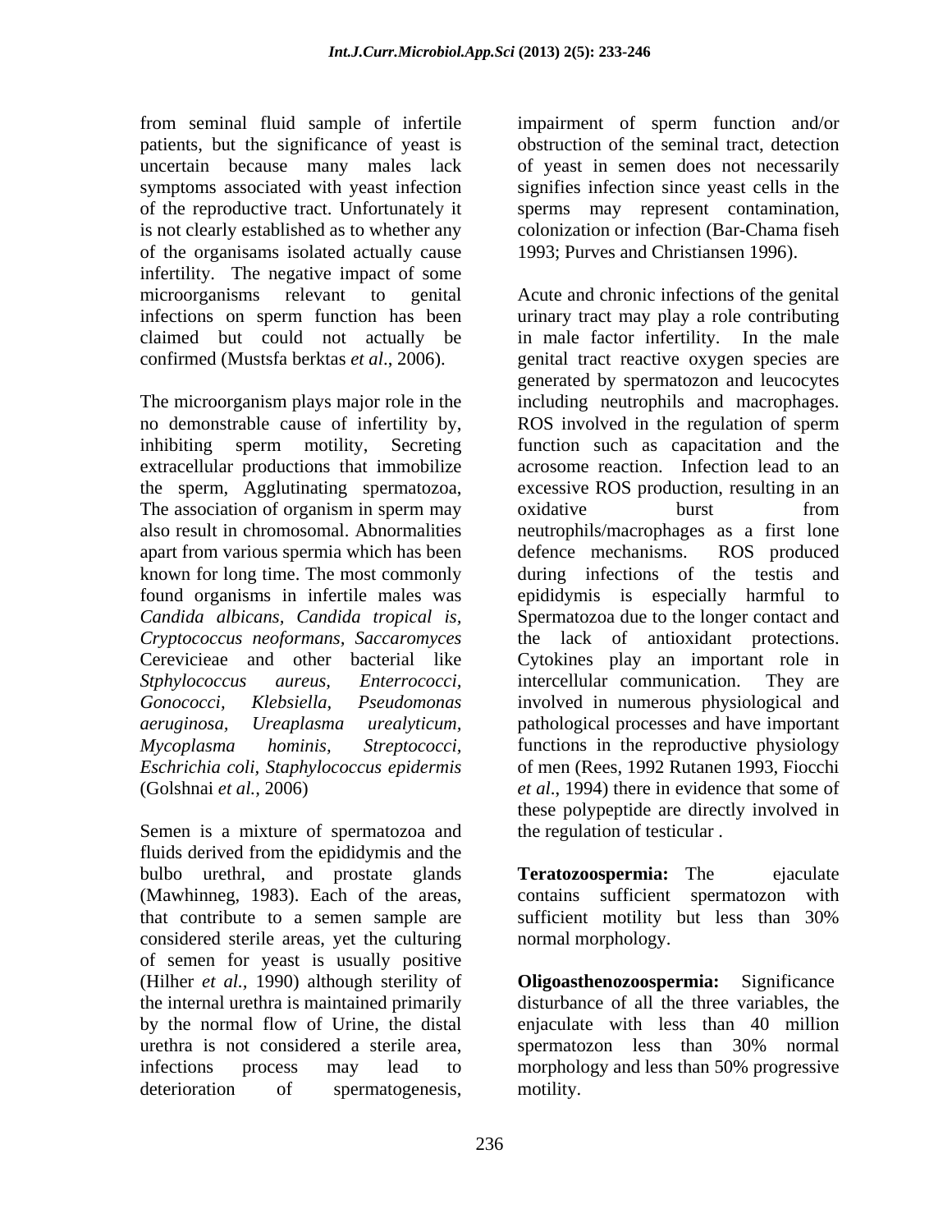from seminal fluid sample of infertile patients, but the significance of yeast is uncertain because many males lack symptoms associated with yeast infection of the reproductive tract. Unfortunately it is not clearly established as to whether any of the organisams isolated actually cause infertility. The negative impact of some microorganisms relevant to genital infections on sperm function has been claimed but could not actually be confirmed (Mustsfa berktas *et al*., 2006).

The microorganism plays major role in the no demonstrable cause of infertility by, inhibiting sperm motility, Secreting extracellular productions that immobilize the sperm, Agglutinating spermatozoa, The association of organism in sperm may also result in chromosomal. Abnormalities apart from various spermia which has been known for long time. The most commonly found organisms in infertile males was *Candida albicans*, *Candida tropical is*, *Cryptococcus neoformans*, *Saccaromyces* Cerevicieae and other bacterial like *Stphylococcus aureus*, *Enterrococci*, *Gonococci*, *Klebsiella*, *Pseudomonas aeruginosa*, *Ureaplasma urealyticum*, *Mycoplasma hominis*, *Streptococci*, *Eschrichia coli*, *Staphylococcus epidermis* (Golshnai *et al.,* 2006)

Semen is a mixture of spermatozoa and fluids derived from the epididymis and the bulbo urethral, and prostate glands (Mawhinneg, 1983). Each of the areas, that contribute to a semen sample are considered sterile areas, yet the culturing of semen for yeast is usually positive (Hilher *et al.*, 1990) although sterility of the internal urethra is maintained primarily by the normal flow of Urine, the distal urethra is not considered a sterile area, infections process may lead to deterioration of spermatogenesis, impairment of sperm function and/or obstruction of the seminal tract, detection of yeast in semen does not necessarily signifies infection since yeast cells in the sperms may represent contamination, colonization or infection (Bar-Chama fiseh 1993; Purves and Christiansen 1996).

Acute and chronic infections of the genital urinary tract may play a role contributing in male factor infertility. In the male genital tract reactive oxygen species are generated by spermatozon and leucocytes including neutrophils and macrophages. ROS involved in the regulation of sperm function such as capacitation and the acrosome reaction. Infection lead to an excessive ROS production, resulting in an oxidative burst from neutrophils/macrophages as a first lone defence mechanisms. ROS produced during infections of the testis and epididymis is especially harmful to Spermatozoa due to the longer contact and the lack of antioxidant protections. Cytokines play an important role in intercellular communication. They are involved in numerous physiological and pathological processes and have important functions in the reproductive physiology of men (Rees, 1992 Rutanen 1993, Fiocchi *et al*., 1994) there in evidence that some of these polypeptide are directly involved in the regulation of testicular .

**Teratozoospermia:** The ejaculate contains sufficient spermatozon with sufficient motility but less than 30% normal morphology.

**Oligoasthenozoospermia:** Significance disturbance of all the three variables, the enjaculate with less than 40 million spermatozon less than 30% normal morphology and less than 50% progressive motility.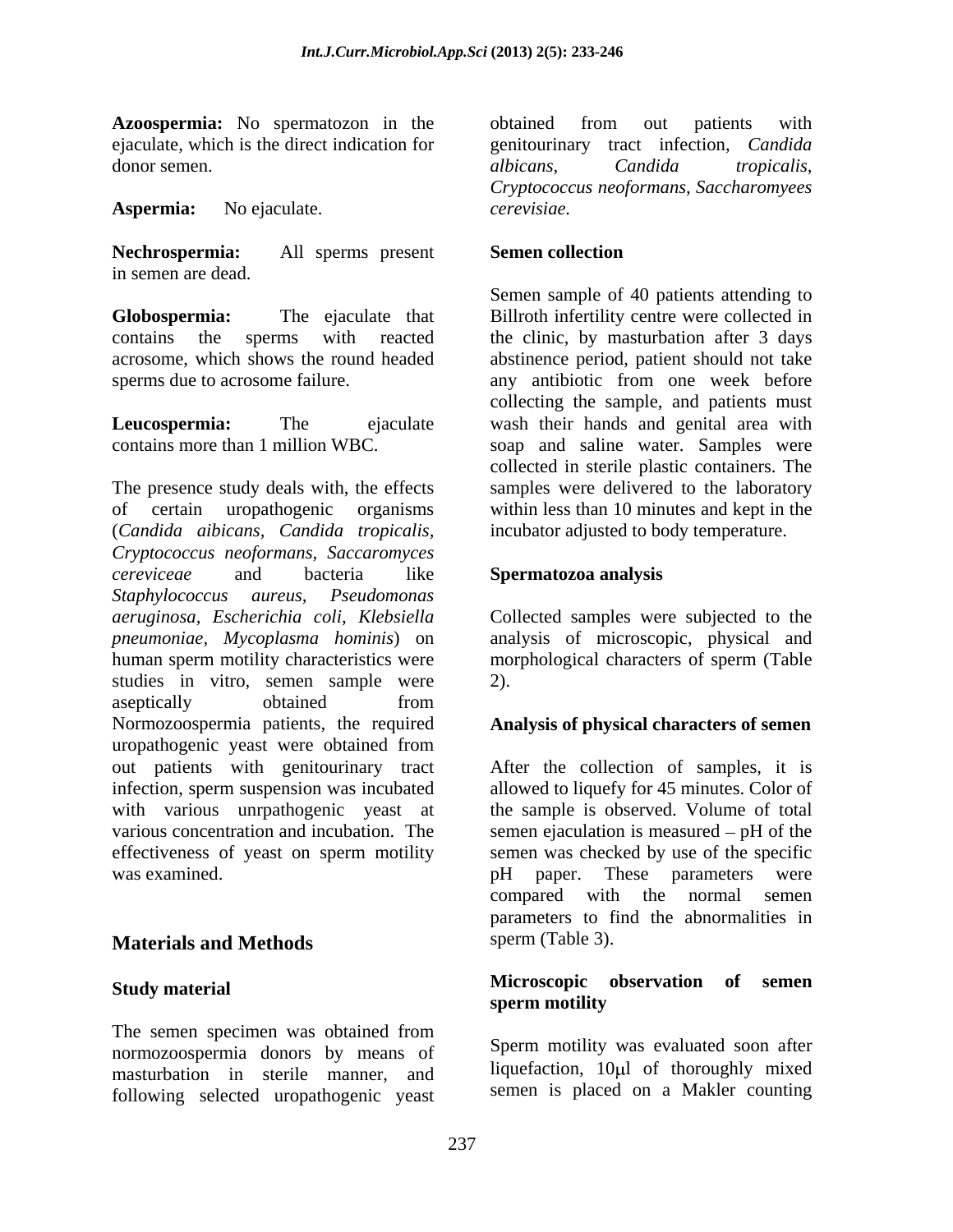**Azoospermia:** No spermatozon in the ejaculate, which is the direct indication for donor semen.

**Aspermia:** No ejaculate.

**Nechrospermia:** All sperms present in semen are dead.

**Globospermia:** The ejaculate that contains the sperms with reacted acrosome, which shows the round headed sperms due to acrosome failure.

**Leucospermia:** The ejaculate contains more than 1 million WBC.

The presence study deals with, the effects of certain uropathogenic organisms (*Candida aibicans, Candida tropicalis, Cryptococcus neoformans, Saccaromyces cereviceae* and bacteria like *Staphylococcus aureus, Pseudomonas aeruginosa, Escherichia coli, Klebsiella pneumoniae, Mycoplasma hominis*) on human sperm motility characteristics were studies in vitro, semen sample were aseptically obtained from Normozoospermia patients, the required uropathogenic yeast were obtained from out patients with genitourinary tract infection, sperm suspension was incubated with various unrpathogenic yeast at various concentration and incubation. The effectiveness of yeast on sperm motility was examined.

## Materials and Methods

### Study material

The semen specimen was obtained from normozoospermia donors by means of masturbation in sterile manner, and following selected uropathogenic yeast obtained from out patients with genitourinary tract infection, *Candida albicans, Candida tropicalis, Cryptococcus neoformans, Saccharomyees cerevisiae.*

### Semen collection

Semen sample of 40 patients attending to Billroth infertility centre were collected in the clinic, by masturbation after 3 days abstinence period, patient should not take any antibiotic from one week before collecting the sample, and patients must wash their hands and genital area with soap and saline water. Samples were collected in sterile plastic containers. The samples were delivered to the laboratory within less than 10 minutes and kept in the incubator adjusted to body temperature.

### Spermatozoa analysis

Collected samples were subjected to the analysis of microscopic, physical and morphological characters of sperm (Table 2).

### Analysis of physical characters of semen

After the collection of samples, it is allowed to liquefy for 45 minutes. Color of the sample is observed. Volume of total semen ejaculation is measured – pH of the semen was checked by use of the specific pH paper. These parameters were compared with the normal semen parameters to find the abnormalities in sperm (Table 3).

### Microscopic observation of semen sperm motility

Sperm motility was evaluated soon after liquefaction, 10μl of thoroughly mixed semen is placed on a Makler counting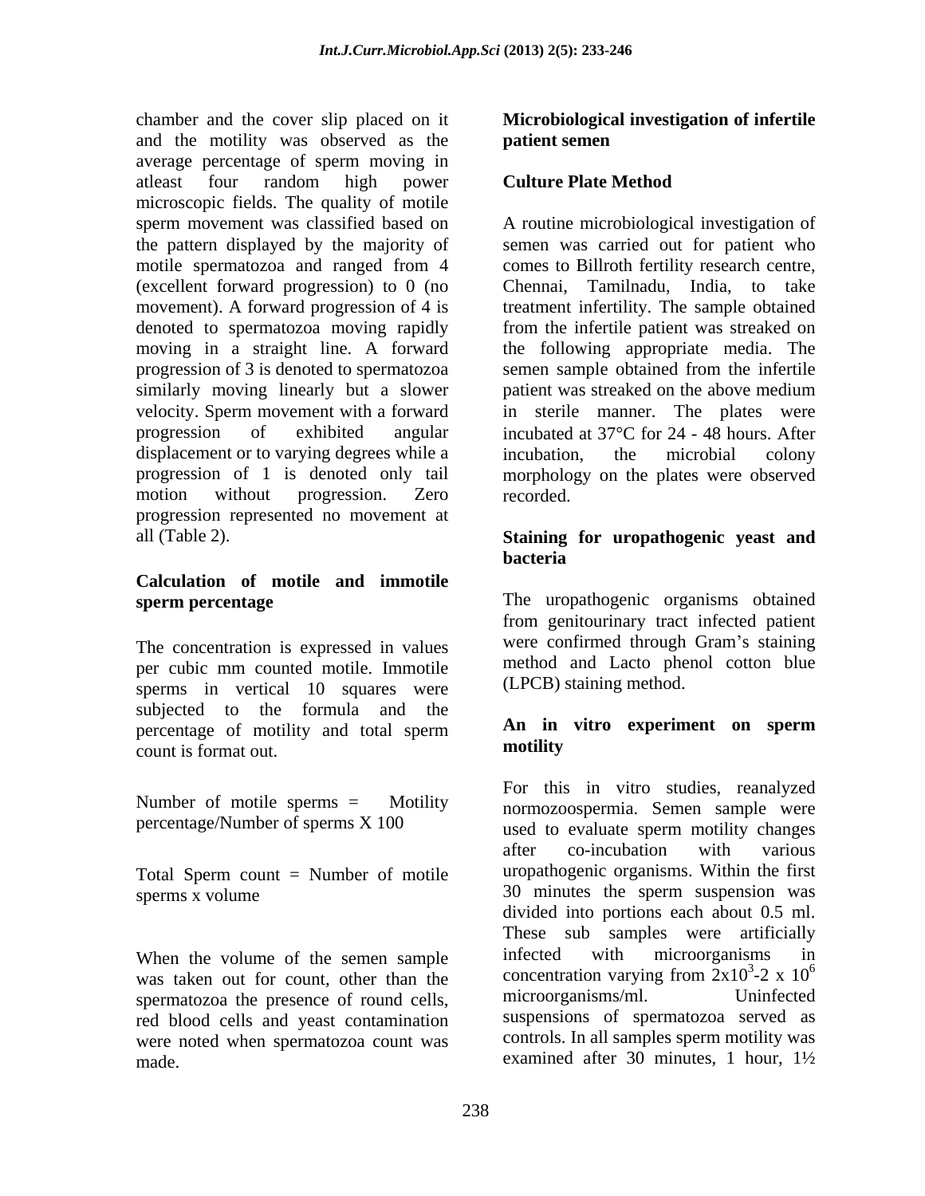chamber and the cover slip placed on it and the motility was observed as the average percentage of sperm moving in atleast four random high power microscopic fields. The quality of motile sperm movement was classified based on the pattern displayed by the majority of motile spermatozoa and ranged from 4 (excellent forward progression) to 0 (no movement). A forward progression of 4 is denoted to spermatozoa moving rapidly moving in a straight line. A forward progression of 3 is denoted to spermatozoa similarly moving linearly but a slower velocity. Sperm movement with a forward progression of exhibited angular displacement or to varying degrees while a progression of 1 is denoted only tail motion without progression. Zero progression represented no movement at all (Table 2).

### Calculation of motile and immotile sperm percentage

The concentration is expressed in values per cubic mm counted motile. Immotile sperms in vertical 10 squares were subjected to the formula and the percentage of motility and total sperm count is format out.

Number of motile sperms = Motility percentage/Number of sperms X 100

Total Sperm count = Number of motile sperms x volume

When the volume of the semen sample was taken out for count, other than the spermatozoa the presence of round cells, red blood cells and yeast contamination were noted when spermatozoa count was made.

### Microbiological investigation of infertile patient semen

### Culture Plate Method

A routine microbiological investigation of semen was carried out for patient who comes to Billroth fertility research centre, Chennai, Tamilnadu, India, to take treatment infertility. The sample obtained from the infertile patient was streaked on the following appropriate media. The semen sample obtained from the infertile patient was streaked on the above medium in sterile manner. The plates were incubated at 37°C for 24 - 48 hours. After incubation, the microbial colony morphology on the plates were observed recorded.

### Staining for uropathogenic yeast and bacteria

The uropathogenic organisms obtained from genitourinary tract infected patient were confirmed through Gram's staining method and Lacto phenol cotton blue (LPCB) staining method.

### An in vitro experiment on sperm motility

For this in vitro studies, reanalyzed normozoospermia. Semen sample were used to evaluate sperm motility changes after co-incubation with various uropathogenic organisms. Within the first 30 minutes the sperm suspension was divided into portions each about 0.5 ml. These sub samples were artificially infected with microorganisms in concentration varying from $2x10^3$-$2 \times 10^6$ microorganisms/ml. Uninfected suspensions of spermatozoa served as controls. In all samples sperm motility was examined after 30 minutes, 1 hour, 1½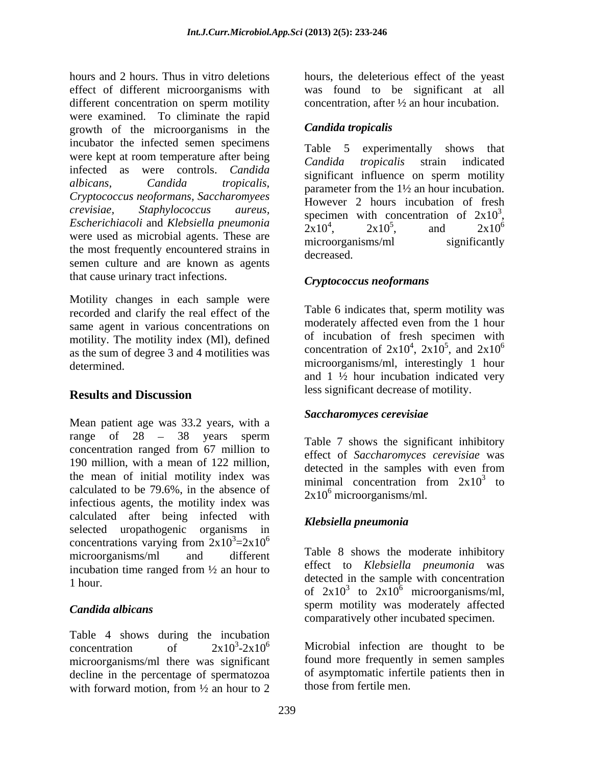hours and 2 hours. Thus in vitro deletions effect of different microorganisms with different concentration on sperm motility were examined. To climinate the rapid growth of the microorganisms in the incubator the infected semen specimens were kept at room temperature after being infected as were controls. *Candida albicans*, *Candida tropicalis*, *Cryptococcus neoformans*, *Saccharomyees crevisiae*, *Staphylococcus aureus*, *Escherichiacoli* and *Klebsiella pneumonia* were used as microbial agents. These are the most frequently encountered strains in semen culture and are known as agents that cause urinary tract infections.

Motility changes in each sample were recorded and clarify the real effect of the same agent in various concentrations on motility. The motility index (Ml), defined as the sum of degree 3 and 4 motilities was determined.

## Results and Discussion

Mean patient age was 33.2 years, with a range of 28 – 38 years sperm concentration ranged from 67 million to 190 million, with a mean of 122 million, the mean of initial motility index was calculated to be 79.6%, in the absence of infectious agents, the motility index was calculated after being infected with selected uropathogenic organisms in concentrations varying from $2x10^3$=$2x10^6$ microorganisms/ml and different incubation time ranged from ½ an hour to 1 hour.

### *Candida albicans*

Table 4 shows during the incubation concentration of $2x10^3$-$2x10^6$ microorganisms/ml there was significant decline in the percentage of spermatozoa with forward motion, from ½ an hour to 2 hours, the deleterious effect of the yeast was found to be significant at all concentration, after ½ an hour incubation.

### *Candida tropicalis*

Table 5 experimentally shows that *Candida tropicalis* strain indicated significant influence on sperm motility parameter from the 1½ an hour incubation. However 2 hours incubation of fresh specimen with concentration of $2x10^3$, $2x10^4$, $2x10^5$, and $2x10^6$ microorganisms/ml significantly decreased.

### *Cryptococcus neoformans*

Table 6 indicates that, sperm motility was moderately affected even from the 1 hour of incubation of fresh specimen with concentration of $2x10^4$, $2x10^5$, and $2x10^6$ microorganisms/ml, interestingly 1 hour and 1 ½ hour incubation indicated very less significant decrease of motility.

### *Saccharomyces cerevisiae*

Table 7 shows the significant inhibitory effect of *Saccharomyces cerevisiae* was detected in the samples with even from minimal concentration from $2x10^3$ to $2x10^6$ microorganisms/ml.

### *Klebsiella pneumonia*

Table 8 shows the moderate inhibitory effect to *Klebsiella pneumonia* was detected in the sample with concentration of $2x10^3$ to $2x10^6$ microorganisms/ml, sperm motility was moderately affected comparatively other incubated specimen.

Microbial infection are thought to be found more frequently in semen samples of asymptomatic infertile patients then in those from fertile men.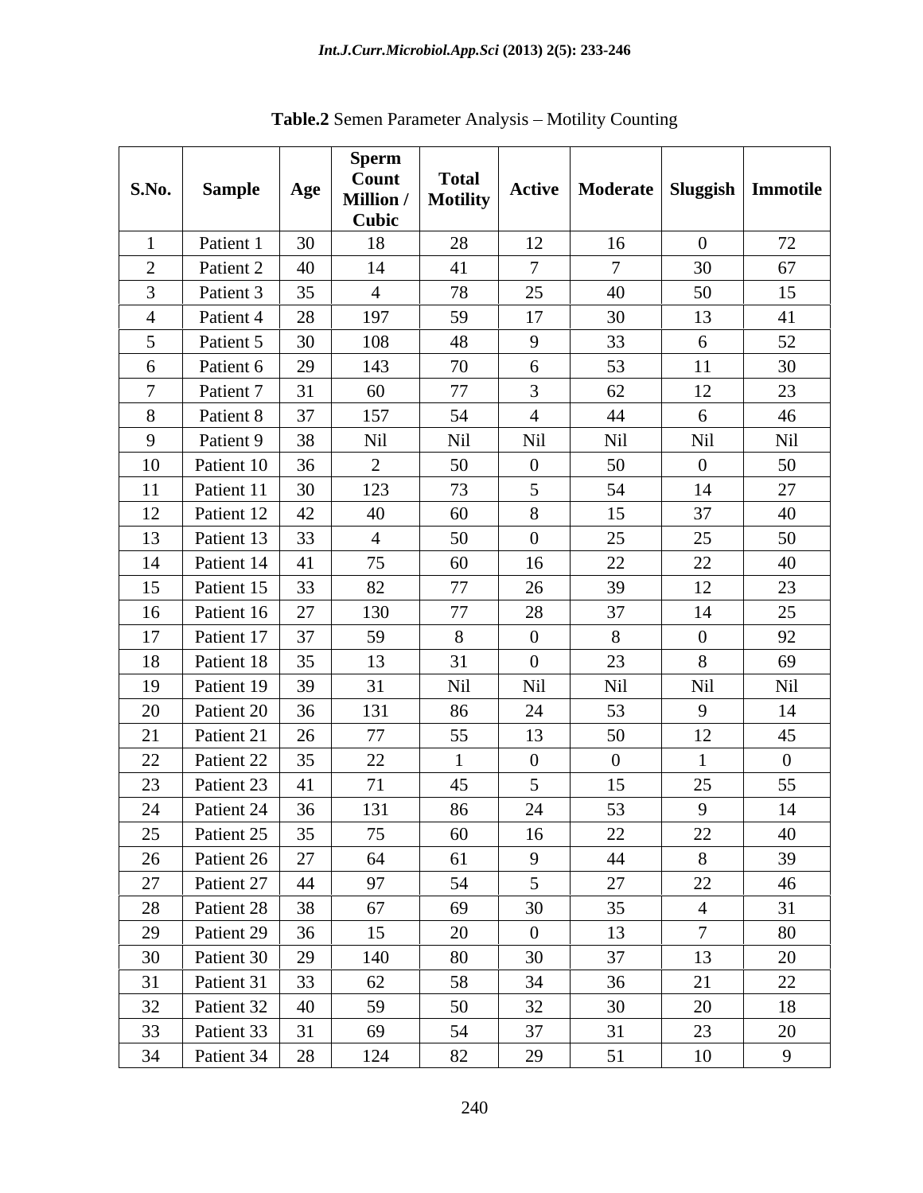**Table.2** Semen Parameter Analysis – Motility Counting

| S.No. | Sample | Age | Sperm Count Million / Cubic | Total Motility | Active | Moderate | Sluggish | Immotile |
|---|---|---|---|---|---|---|---|---|
| 1 | Patient 1 | 30 | 18 | 28 | 12 | 16 | 0 | 72 |
| 2 | Patient 2 | 40 | 14 | 41 | 7 | 7 | 30 | 67 |
| 3 | Patient 3 | 35 | 4 | 78 | 25 | 40 | 50 | 15 |
| 4 | Patient 4 | 28 | 197 | 59 | 17 | 30 | 13 | 41 |
| 5 | Patient 5 | 30 | 108 | 48 | 9 | 33 | 6 | 52 |
| 6 | Patient 6 | 29 | 143 | 70 | 6 | 53 | 11 | 30 |
| 7 | Patient 7 | 31 | 60 | 77 | 3 | 62 | 12 | 23 |
| 8 | Patient 8 | 37 | 157 | 54 | 4 | 44 | 6 | 46 |
| 9 | Patient 9 | 38 | Nil | Nil | Nil | Nil | Nil | Nil |
| 10 | Patient 10 | 36 | 2 | 50 | 0 | 50 | 0 | 50 |
| 11 | Patient 11 | 30 | 123 | 73 | 5 | 54 | 14 | 27 |
| 12 | Patient 12 | 42 | 40 | 60 | 8 | 15 | 37 | 40 |
| 13 | Patient 13 | 33 | 4 | 50 | 0 | 25 | 25 | 50 |
| 14 | Patient 14 | 41 | 75 | 60 | 16 | 22 | 22 | 40 |
| 15 | Patient 15 | 33 | 82 | 77 | 26 | 39 | 12 | 23 |
| 16 | Patient 16 | 27 | 130 | 77 | 28 | 37 | 14 | 25 |
| 17 | Patient 17 | 37 | 59 | 8 | 0 | 8 | 0 | 92 |
| 18 | Patient 18 | 35 | 13 | 31 | 0 | 23 | 8 | 69 |
| 19 | Patient 19 | 39 | 31 | Nil | Nil | Nil | Nil | Nil |
| 20 | Patient 20 | 36 | 131 | 86 | 24 | 53 | 9 | 14 |
| 21 | Patient 21 | 26 | 77 | 55 | 13 | 50 | 12 | 45 |
| 22 | Patient 22 | 35 | 22 | 1 | 0 | 0 | 1 | 0 |
| 23 | Patient 23 | 41 | 71 | 45 | 5 | 15 | 25 | 55 |
| 24 | Patient 24 | 36 | 131 | 86 | 24 | 53 | 9 | 14 |
| 25 | Patient 25 | 35 | 75 | 60 | 16 | 22 | 22 | 40 |
| 26 | Patient 26 | 27 | 64 | 61 | 9 | 44 | 8 | 39 |
| 27 | Patient 27 | 44 | 97 | 54 | 5 | 27 | 22 | 46 |
| 28 | Patient 28 | 38 | 67 | 69 | 30 | 35 | 4 | 31 |
| 29 | Patient 29 | 36 | 15 | 20 | 0 | 13 | 7 | 80 |
| 30 | Patient 30 | 29 | 140 | 80 | 30 | 37 | 13 | 20 |
| 31 | Patient 31 | 33 | 62 | 58 | 34 | 36 | 21 | 22 |
| 32 | Patient 32 | 40 | 59 | 50 | 32 | 30 | 20 | 18 |
| 33 | Patient 33 | 31 | 69 | 54 | 37 | 31 | 23 | 20 |
| 34 | Patient 34 | 28 | 124 | 82 | 29 | 51 | 10 | 9 |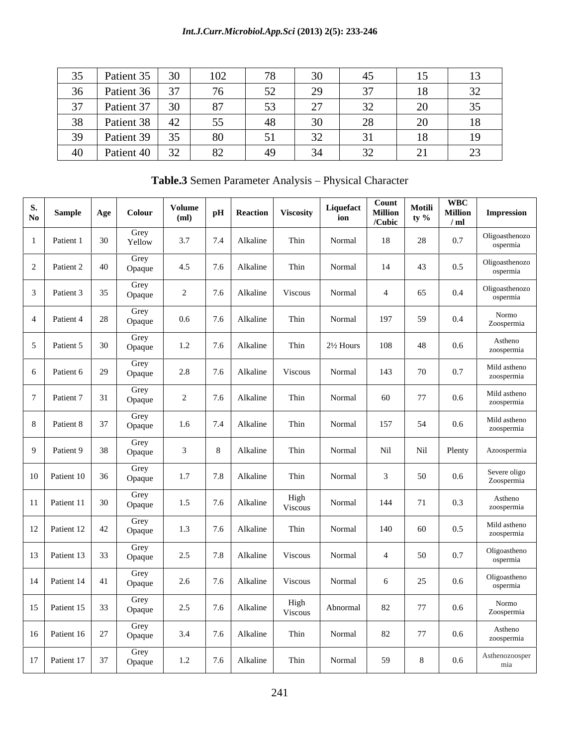| | | | | | | | | |
|---|---|---|---|---|---|---|---|---|
| 35 | Patient 35 | 30 | 102 | 78 | 30 | 45 | 15 | 13 |
| 36 | Patient 36 | 37 | 76 | 52 | 29 | 37 | 18 | 32 |
| 37 | Patient 37 | 30 | 87 | 53 | 27 | 32 | 20 | 35 |
| 38 | Patient 38 | 42 | 55 | 48 | 30 | 28 | 20 | 18 |
| 39 | Patient 39 | 35 | 80 | 51 | 32 | 31 | 18 | 19 |
| 40 | Patient 40 | 32 | 82 | 49 | 34 | 32 | 21 | 23 |

**Table.3** Semen Parameter Analysis – Physical Character

| S. No | Sample | Age | Colour | Volume (ml) | pH | Reaction | Viscosity | Liquefaction | Count Million /Cubic | Motility % | WBC Million / ml | Impression |
|---|---|---|---|---|---|---|---|---|---|---|---|---|
| 1 | Patient 1 | 30 | Grey Yellow | 3.7 | 7.4 | Alkaline | Thin | Normal | 18 | 28 | 0.7 | Oligoasthenozoospermia |
| 2 | Patient 2 | 40 | Grey Opaque | 4.5 | 7.6 | Alkaline | Thin | Normal | 14 | 43 | 0.5 | Oligoasthenozoospermia |
| 3 | Patient 3 | 35 | Grey Opaque | 2 | 7.6 | Alkaline | Viscous | Normal | 4 | 65 | 0.4 | Oligoasthenozoospermia |
| 4 | Patient 4 | 28 | Grey Opaque | 0.6 | 7.6 | Alkaline | Thin | Normal | 197 | 59 | 0.4 | Normo Zoospermia |
| 5 | Patient 5 | 30 | Grey Opaque | 1.2 | 7.6 | Alkaline | Thin | 2½ Hours | 108 | 48 | 0.6 | Astheno zoospermia |
| 6 | Patient 6 | 29 | Grey Opaque | 2.8 | 7.6 | Alkaline | Viscous | Normal | 143 | 70 | 0.7 | Mild astheno zoospermia |
| 7 | Patient 7 | 31 | Grey Opaque | 2 | 7.6 | Alkaline | Thin | Normal | 60 | 77 | 0.6 | Mild astheno zoospermia |
| 8 | Patient 8 | 37 | Grey Opaque | 1.6 | 7.4 | Alkaline | Thin | Normal | 157 | 54 | 0.6 | Mild astheno zoospermia |
| 9 | Patient 9 | 38 | Grey Opaque | 3 | 8 | Alkaline | Thin | Normal | Nil | Nil | Plenty | Azoospermia |
| 10 | Patient 10 | 36 | Grey Opaque | 1.7 | 7.8 | Alkaline | Thin | Normal | 3 | 50 | 0.6 | Severe oligo Zoospermia |
| 11 | Patient 11 | 30 | Grey Opaque | 1.5 | 7.6 | Alkaline | High Viscous | Normal | 144 | 71 | 0.3 | Astheno zoospermia |
| 12 | Patient 12 | 42 | Grey Opaque | 1.3 | 7.6 | Alkaline | Thin | Normal | 140 | 60 | 0.5 | Mild astheno zoospermia |
| 13 | Patient 13 | 33 | Grey Opaque | 2.5 | 7.8 | Alkaline | Viscous | Normal | 4 | 50 | 0.7 | Oligoastheno ospermia |
| 14 | Patient 14 | 41 | Grey Opaque | 2.6 | 7.6 | Alkaline | Viscous | Normal | 6 | 25 | 0.6 | Oligoastheno ospermia |
| 15 | Patient 15 | 33 | Grey Opaque | 2.5 | 7.6 | Alkaline | High Viscous | Abnormal | 82 | 77 | 0.6 | Normo Zoospermia |
| 16 | Patient 16 | 27 | Grey Opaque | 3.4 | 7.6 | Alkaline | Thin | Normal | 82 | 77 | 0.6 | Astheno zoospermia |
| 17 | Patient 17 | 37 | Grey Opaque | 1.2 | 7.6 | Alkaline | Thin | Normal | 59 | 8 | 0.6 | Asthenozoospermia |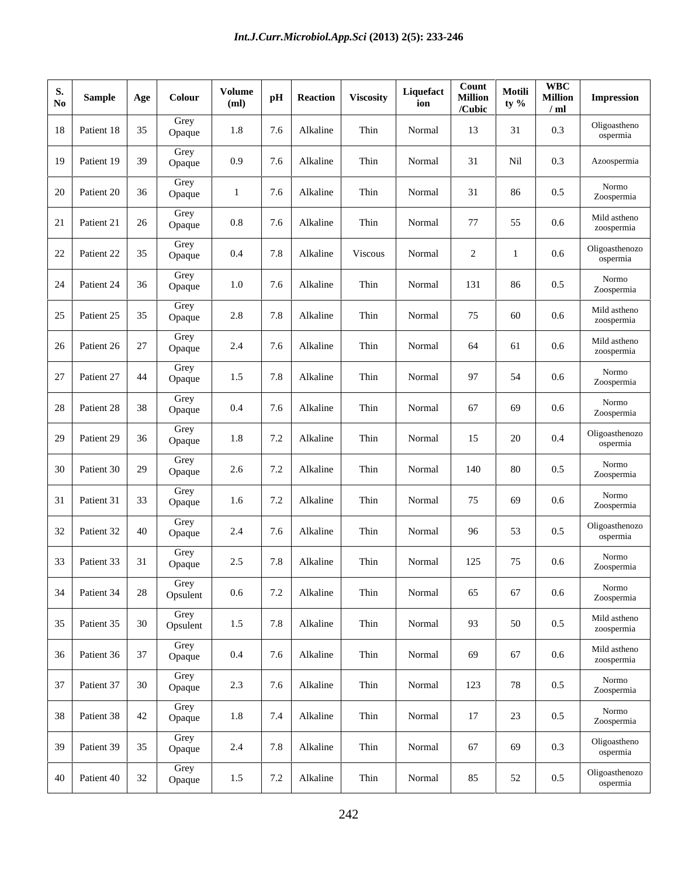| S. No | Sample | Age | Colour | Volume (ml) | pH | Reaction | Viscosity | Liquefaction | Count Million /Cubic | Motility % | WBC Million / ml | Impression |
|---|---|---|---|---|---|---|---|---|---|---|---|---|
| 18 | Patient 18 | 35 | Grey Opaque | 1.8 | 7.6 | Alkaline | Thin | Normal | 13 | 31 | 0.3 | Oligoasthenoospermia |
| 19 | Patient 19 | 39 | Grey Opaque | 0.9 | 7.6 | Alkaline | Thin | Normal | 31 | Nil | 0.3 | Azoospermia |
| 20 | Patient 20 | 36 | Grey Opaque | 1 | 7.6 | Alkaline | Thin | Normal | 31 | 86 | 0.5 | Normo Zoospermia |
| 21 | Patient 21 | 26 | Grey Opaque | 0.8 | 7.6 | Alkaline | Thin | Normal | 77 | 55 | 0.6 | Mild astheno zoospermia |
| 22 | Patient 22 | 35 | Grey Opaque | 0.4 | 7.8 | Alkaline | Viscous | Normal | 2 | 1 | 0.6 | Oligoasthenozoospermia |
| 24 | Patient 24 | 36 | Grey Opaque | 1.0 | 7.6 | Alkaline | Thin | Normal | 131 | 86 | 0.5 | Normo Zoospermia |
| 25 | Patient 25 | 35 | Grey Opaque | 2.8 | 7.8 | Alkaline | Thin | Normal | 75 | 60 | 0.6 | Mild astheno zoospermia |
| 26 | Patient 26 | 27 | Grey Opaque | 2.4 | 7.6 | Alkaline | Thin | Normal | 64 | 61 | 0.6 | Mild astheno zoospermia |
| 27 | Patient 27 | 44 | Grey Opaque | 1.5 | 7.8 | Alkaline | Thin | Normal | 97 | 54 | 0.6 | Normo Zoospermia |
| 28 | Patient 28 | 38 | Grey Opaque | 0.4 | 7.6 | Alkaline | Thin | Normal | 67 | 69 | 0.6 | Normo Zoospermia |
| 29 | Patient 29 | 36 | Grey Opaque | 1.8 | 7.2 | Alkaline | Thin | Normal | 15 | 20 | 0.4 | Oligoasthenozoospermia |
| 30 | Patient 30 | 29 | Grey Opaque | 2.6 | 7.2 | Alkaline | Thin | Normal | 140 | 80 | 0.5 | Normo Zoospermia |
| 31 | Patient 31 | 33 | Grey Opaque | 1.6 | 7.2 | Alkaline | Thin | Normal | 75 | 69 | 0.6 | Normo Zoospermia |
| 32 | Patient 32 | 40 | Grey Opaque | 2.4 | 7.6 | Alkaline | Thin | Normal | 96 | 53 | 0.5 | Oligoasthenozoospermia |
| 33 | Patient 33 | 31 | Grey Opaque | 2.5 | 7.8 | Alkaline | Thin | Normal | 125 | 75 | 0.6 | Normo Zoospermia |
| 34 | Patient 34 | 28 | Grey Opsulent | 0.6 | 7.2 | Alkaline | Thin | Normal | 65 | 67 | 0.6 | Normo Zoospermia |
| 35 | Patient 35 | 30 | Grey Opsulent | 1.5 | 7.8 | Alkaline | Thin | Normal | 93 | 50 | 0.5 | Mild astheno zoospermia |
| 36 | Patient 36 | 37 | Grey Opaque | 0.4 | 7.6 | Alkaline | Thin | Normal | 69 | 67 | 0.6 | Mild astheno zoospermia |
| 37 | Patient 37 | 30 | Grey Opaque | 2.3 | 7.6 | Alkaline | Thin | Normal | 123 | 78 | 0.5 | Normo Zoospermia |
| 38 | Patient 38 | 42 | Grey Opaque | 1.8 | 7.4 | Alkaline | Thin | Normal | 17 | 23 | 0.5 | Normo Zoospermia |
| 39 | Patient 39 | 35 | Grey Opaque | 2.4 | 7.8 | Alkaline | Thin | Normal | 67 | 69 | 0.3 | Oligoasthenoospermia |
| 40 | Patient 40 | 32 | Grey Opaque | 1.5 | 7.2 | Alkaline | Thin | Normal | 85 | 52 | 0.5 | Oligoasthenozoospermia |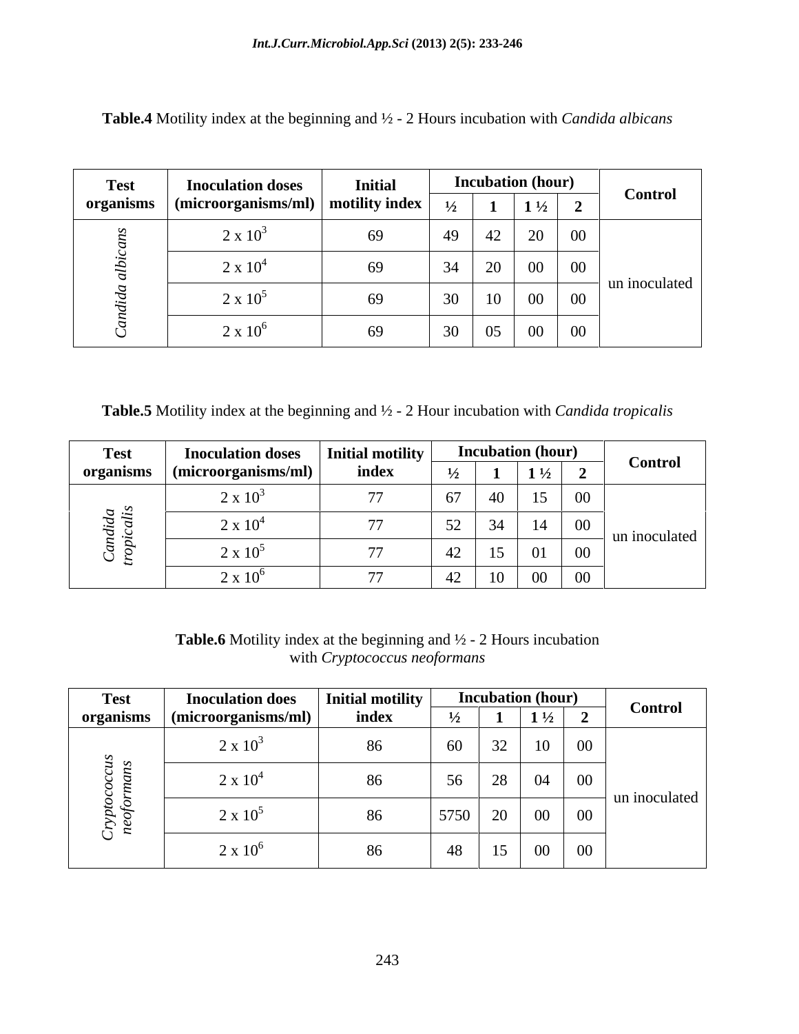**Table.4** Motility index at the beginning and ½ - 2 Hours incubation with *Candida albicans*

| Test organisms | Inoculation doses (microorganisms/ml) | Initial motility index | Incubation (hour) | | | | Control |
|---|---|---|---|---|---|---|---|
| | | | ½ | 1 | 1 ½ | 2 | |
| *Candida albicans* | $2 \times 10^3$ | 69 | 49 | 42 | 20 | 00 | un inoculated |
| | $2 \times 10^4$ | 69 | 34 | 20 | 00 | 00 | |
| | $2 \times 10^5$ | 69 | 30 | 10 | 00 | 00 | |
| | $2 \times 10^6$ | 69 | 30 | 05 | 00 | 00 | |

**Table.5** Motility index at the beginning and ½ - 2 Hour incubation with *Candida tropicalis*

| Test organisms | Inoculation doses (microorganisms/ml) | Initial motility index | Incubation (hour) | | | | Control |
|---|---|---|---|---|---|---|---|
| | | | ½ | 1 | 1 ½ | 2 | |
| *Candida tropicalis* | $2 \times 10^3$ | 77 | 67 | 40 | 15 | 00 | un inoculated |
| | $2 \times 10^4$ | 77 | 52 | 34 | 14 | 00 | |
| | $2 \times 10^5$ | 77 | 42 | 15 | 01 | 00 | |
| | $2 \times 10^6$ | 77 | 42 | 10 | 00 | 00 | |

**Table.6** Motility index at the beginning and ½ - 2 Hours incubation with *Cryptococcus neoformans*

| Test organisms | Inoculation does (microorganisms/ml) | Initial motility index | Incubation (hour) | | | | Control |
|---|---|---|---|---|---|---|---|
| | | | ½ | 1 | 1 ½ | 2 | |
| *Cryptococcus neoformans* | $2 \times 10^3$ | 86 | 60 | 32 | 10 | 00 | un inoculated |
| | $2 \times 10^4$ | 86 | 56 | 28 | 04 | 00 | |
| | $2 \times 10^5$ | 86 | 5750 | 20 | 00 | 00 | |
| | $2 \times 10^6$ | 86 | 48 | 15 | 00 | 00 | |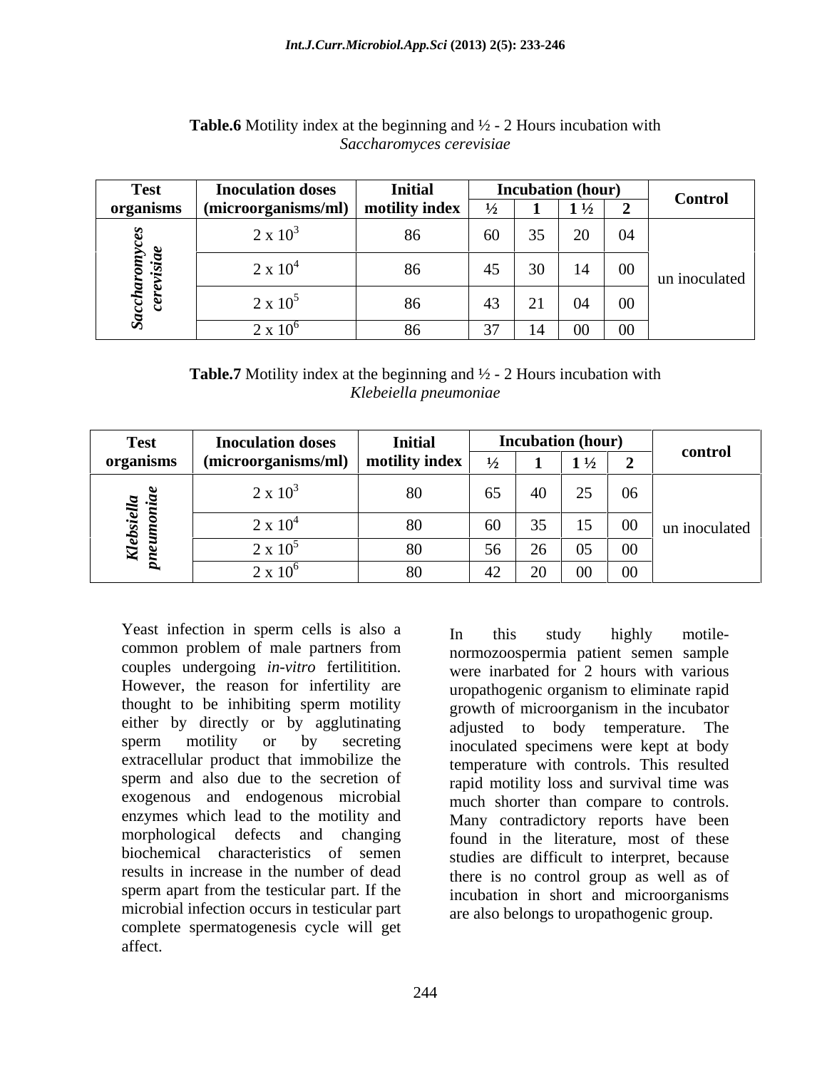**Table.6** Motility index at the beginning and ½ - 2 Hours incubation with *Saccharomyces cerevisiae*

| Test organisms | Inoculation doses (microorganisms/ml) | Initial motility index | Incubation (hour) | | | | Control |
|---|---|---|---|---|---|---|---|
| | | | ½ | 1 | 1 ½ | 2 | |
| *Saccharomyces cerevisiae* | $2 \times 10^3$ | 86 | 60 | 35 | 20 | 04 | un inoculated |
| | $2 \times 10^4$ | 86 | 45 | 30 | 14 | 00 | |
| | $2 \times 10^5$ | 86 | 43 | 21 | 04 | 00 | |
| | $2 \times 10^6$ | 86 | 37 | 14 | 00 | 00 | |

**Table.7** Motility index at the beginning and ½ - 2 Hours incubation with *Klebeiella pneumoniae*

| Test organisms | Inoculation doses (microorganisms/ml) | Initial motility index | Incubation (hour) | | | | control |
|---|---|---|---|---|---|---|---|
| | | | ½ | 1 | 1 ½ | 2 | |
| *Klebsiella pneumoniae* | $2 \times 10^3$ | 80 | 65 | 40 | 25 | 06 | un inoculated |
| | $2 \times 10^4$ | 80 | 60 | 35 | 15 | 00 | |
| | $2 \times 10^5$ | 80 | 56 | 26 | 05 | 00 | |
| | $2 \times 10^6$ | 80 | 42 | 20 | 00 | 00 | |

Yeast infection in sperm cells is also a common problem of male partners from couples undergoing *in-vitro* fertilitition. However, the reason for infertility are thought to be inhibiting sperm motility either by directly or by agglutinating sperm motility or by secreting extracellular product that immobilize the sperm and also due to the secretion of exogenous and endogenous microbial enzymes which lead to the motility and morphological defects and changing biochemical characteristics of semen results in increase in the number of dead sperm apart from the testicular part. If the microbial infection occurs in testicular part complete spermatogenesis cycle will get affect.

In this study highly motile-normozoospermia patient semen sample were inarbated for 2 hours with various uropathogenic organism to eliminate rapid growth of microorganism in the incubator adjusted to body temperature. The inoculated specimens were kept at body temperature with controls. This resulted rapid motility loss and survival time was much shorter than compare to controls. Many contradictory reports have been found in the literature, most of these studies are difficult to interpret, because there is no control group as well as of incubation in short and microorganisms are also belongs to uropathogenic group.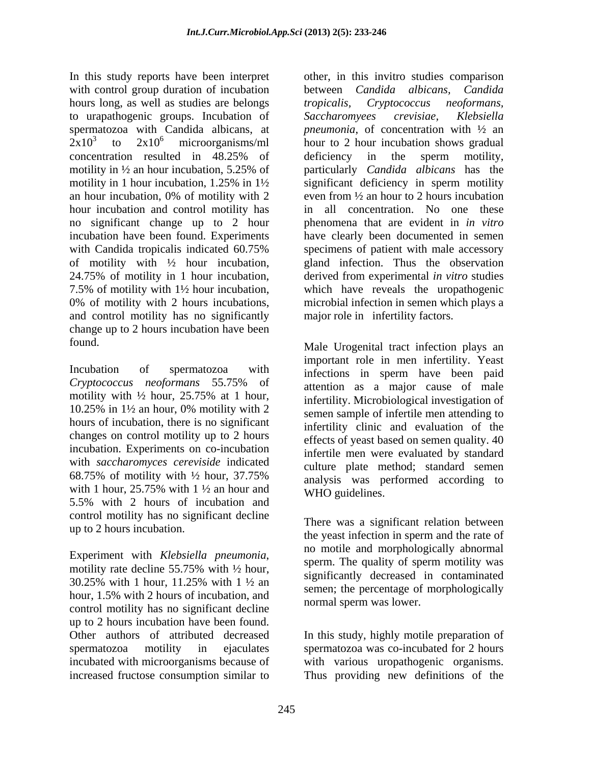In this study reports have been interpret with control group duration of incubation hours long, as well as studies are belongs to urapathogenic groups. Incubation of spermatozoa with Candida albicans, at $2x10^3$ to $2x10^6$ microorganisms/ml concentration resulted in 48.25% of motility in ½ an hour incubation, 5.25% of motility in 1 hour incubation, 1.25% in 1½ an hour incubation, 0% of motility with 2 hour incubation and control motility has no significant change up to 2 hour incubation have been found. Experiments with Candida tropicalis indicated 60.75% of motility with ½ hour incubation, 24.75% of motility in 1 hour incubation, 7.5% of motility with 1½ hour incubation, 0% of motility with 2 hours incubations, and control motility has no significantly change up to 2 hours incubation have been found.

Incubation of spermatozoa with *Cryptococcus neoformans* 55.75% of motility with ½ hour, 25.75% at 1 hour, 10.25% in 1½ an hour, 0% motility with 2 hours of incubation, there is no significant changes on control motility up to 2 hours incubation. Experiments on co-incubation with *saccharomyces cereviside* indicated 68.75% of motility with ½ hour, 37.75% with 1 hour, 25.75% with 1 ½ an hour and 5.5% with 2 hours of incubation and control motility has no significant decline up to 2 hours incubation.

Experiment with *Klebsiella pneumonia*, motility rate decline 55.75% with ½ hour, 30.25% with 1 hour, 11.25% with 1 ½ an hour, 1.5% with 2 hours of incubation, and control motility has no significant decline up to 2 hours incubation have been found. Other authors of attributed decreased spermatozoa motility in ejaculates incubated with microorganisms because of increased fructose consumption similar to other, in this invitro studies comparison between *Candida albicans*, *Candida tropicalis*, *Cryptococcus neoformans*, *Saccharomyees crevisiae*, *Klebsiella pneumonia*, of concentration with ½ an hour to 2 hour incubation shows gradual deficiency in the sperm motility, particularly *Candida albicans* has the significant deficiency in sperm motility even from ½ an hour to 2 hours incubation in all concentration. No one these phenomena that are evident in *in vitro* have clearly been documented in semen specimens of patient with male accessory gland infection. Thus the observation derived from experimental *in vitro* studies which have reveals the uropathogenic microbial infection in semen which plays a major role in infertility factors.

Male Urogenital tract infection plays an important role in men infertility. Yeast infections in sperm have been paid attention as a major cause of male infertility. Microbiological investigation of semen sample of infertile men attending to infertility clinic and evaluation of the effects of yeast based on semen quality. 40 infertile men were evaluated by standard culture plate method; standard semen analysis was performed according to WHO guidelines.

There was a significant relation between the yeast infection in sperm and the rate of no motile and morphologically abnormal sperm. The quality of sperm motility was significantly decreased in contaminated semen; the percentage of morphologically normal sperm was lower.

In this study, highly motile preparation of spermatozoa was co-incubated for 2 hours with various uropathogenic organisms. Thus providing new definitions of the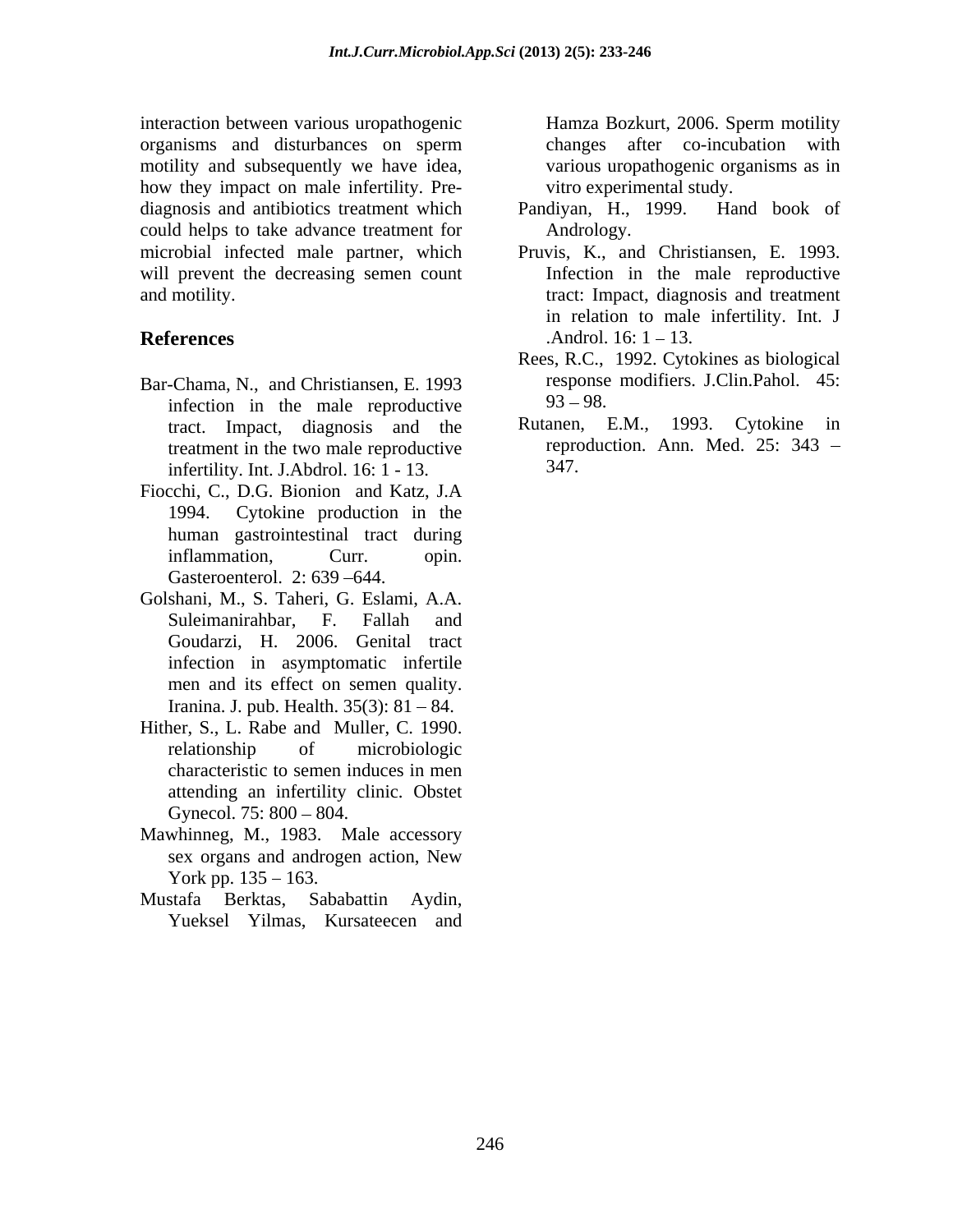interaction between various uropathogenic organisms and disturbances on sperm motility and subsequently we have idea, how they impact on male infertility. Pre-diagnosis and antibiotics treatment which could helps to take advance treatment for microbial infected male partner, which will prevent the decreasing semen count and motility.

## References

Bar-Chama, N., and Christiansen, E. 1993 infection in the male reproductive tract. Impact, diagnosis and the treatment in the two male reproductive infertility. Int. J.Abdrol. 16: 1 - 13.

Fiocchi, C., D.G. Bionion and Katz, J.A 1994. Cytokine production in the human gastrointestinal tract during inflammation, Curr. opin. Gasteroenterol. 2: 639 –644.

Golshani, M., S. Taheri, G. Eslami, A.A. Suleimanirahbar, F. Fallah and Goudarzi, H. 2006. Genital tract infection in asymptomatic infertile men and its effect on semen quality. Iranina. J. pub. Health. 35(3): 81 – 84.

Hither, S., L. Rabe and Muller, C. 1990. relationship of microbiologic characteristic to semen induces in men attending an infertility clinic. Obstet Gynecol. 75: 800 – 804.

Mawhinneg, M., 1983. Male accessory sex organs and androgen action, New York pp. 135 – 163.

Mustafa Berktas, Sababattin Aydin, Yueksel Yilmas, Kursateecen and Hamza Bozkurt, 2006. Sperm motility changes after co-incubation with various uropathogenic organisms as in vitro experimental study.

Pandiyan, H., 1999. Hand book of Andrology.

Pruvis, K., and Christiansen, E. 1993. Infection in the male reproductive tract: Impact, diagnosis and treatment in relation to male infertility. Int. J .Androl. 16: 1 – 13.

Rees, R.C., 1992. Cytokines as biological response modifiers. J.Clin.Pahol. 45: 93 – 98.

Rutanen, E.M., 1993. Cytokine in reproduction. Ann. Med. 25: 343 – 347.